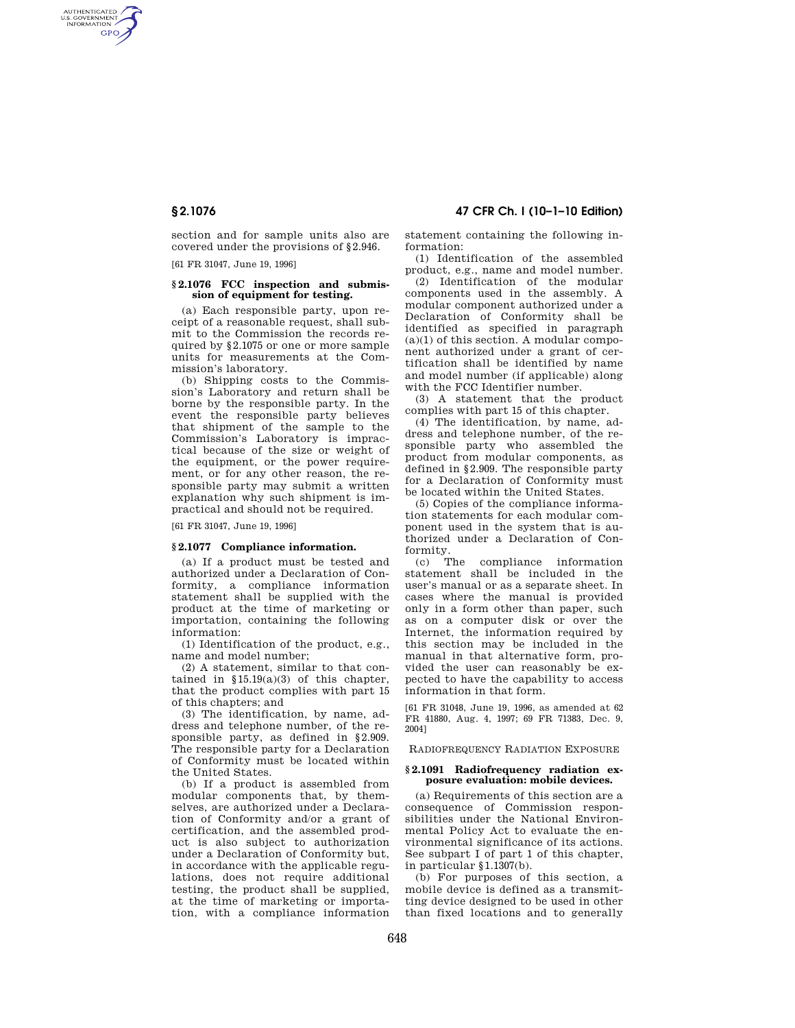section and for sample units also are covered under the provisions of §2.946.

[61 FR 31047, June 19, 1996]

### §2.1076 FCC inspection and submission of equipment for testing.

(a) Each responsible party, upon receipt of a reasonable request, shall submit to the Commission the records required by §2.1075 or one or more sample units for measurements at the Commission's laboratory.

(b) Shipping costs to the Commission's Laboratory and return shall be borne by the responsible party. In the event the responsible party believes that shipment of the sample to the Commission's Laboratory is impractical because of the size or weight of the equipment, or the power requirement, or for any other reason, the responsible party may submit a written explanation why such shipment is impractical and should not be required.

[61 FR 31047, June 19, 1996]

### §2.1077 Compliance information.

(a) If a product must be tested and authorized under a Declaration of Conformity, a compliance information statement shall be supplied with the product at the time of marketing or importation, containing the following information:

(1) Identification of the product, e.g., name and model number;

(2) A statement, similar to that contained in §15.19(a)(3) of this chapter, that the product complies with part 15 of this chapters; and

(3) The identification, by name, address and telephone number, of the responsible party, as defined in §2.909. The responsible party for a Declaration of Conformity must be located within the United States.

(b) If a product is assembled from modular components that, by themselves, are authorized under a Declaration of Conformity and/or a grant of certification, and the assembled product is also subject to authorization under a Declaration of Conformity but, in accordance with the applicable regulations, does not require additional testing, the product shall be supplied, at the time of marketing or importation, with a compliance information statement containing the following information:

(1) Identification of the assembled product, e.g., name and model number.

(2) Identification of the modular components used in the assembly. A modular component authorized under a Declaration of Conformity shall be identified as specified in paragraph (a)(1) of this section. A modular component authorized under a grant of certification shall be identified by name and model number (if applicable) along with the FCC Identifier number.

(3) A statement that the product complies with part 15 of this chapter.

(4) The identification, by name, address and telephone number, of the responsible party who assembled the product from modular components, as defined in §2.909. The responsible party for a Declaration of Conformity must be located within the United States.

(5) Copies of the compliance information statements for each modular component used in the system that is authorized under a Declaration of Conformity.

(c) The compliance information statement shall be included in the user's manual or as a separate sheet. In cases where the manual is provided only in a form other than paper, such as on a computer disk or over the Internet, the information required by this section may be included in the manual in that alternative form, provided the user can reasonably be expected to have the capability to access information in that form.

[61 FR 31048, June 19, 1996, as amended at 62 FR 41880, Aug. 4, 1997; 69 FR 71383, Dec. 9, 2004]

## RADIOFREQUENCY RADIATION EXPOSURE

### §2.1091 Radiofrequency radiation exposure evaluation: mobile devices.

(a) Requirements of this section are a consequence of Commission responsibilities under the National Environmental Policy Act to evaluate the environmental significance of its actions. See subpart I of part 1 of this chapter, in particular §1.1307(b).

(b) For purposes of this section, a mobile device is defined as a transmitting device designed to be used in other than fixed locations and to generally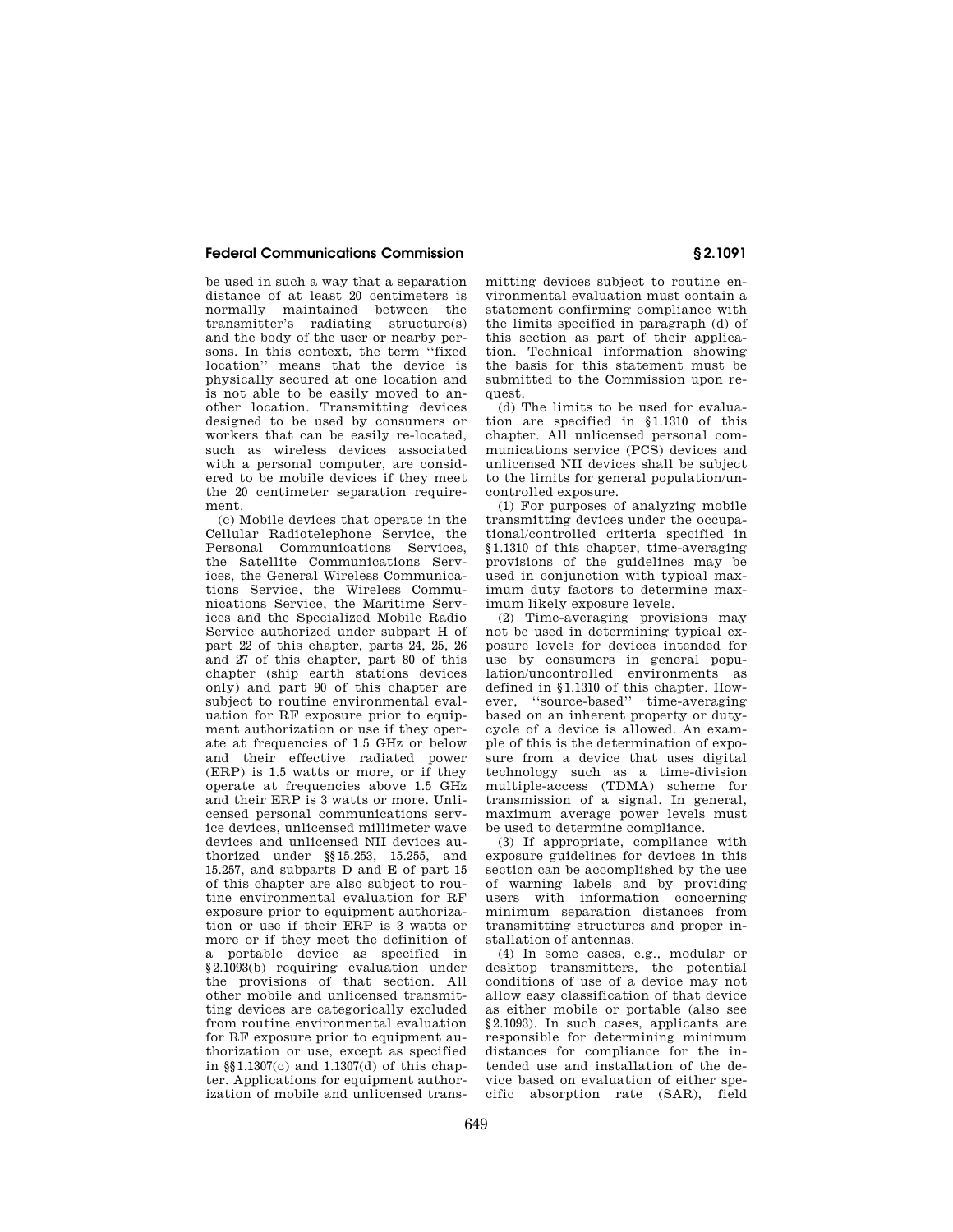be used in such a way that a separation distance of at least 20 centimeters is normally maintained between the transmitter's radiating structure(s) and the body of the user or nearby persons. In this context, the term ''fixed location'' means that the device is physically secured at one location and is not able to be easily moved to another location. Transmitting devices designed to be used by consumers or workers that can be easily re-located, such as wireless devices associated with a personal computer, are considered to be mobile devices if they meet the 20 centimeter separation requirement.

(c) Mobile devices that operate in the Cellular Radiotelephone Service, the Personal Communications Services, the Satellite Communications Services, the General Wireless Communications Service, the Wireless Communications Service, the Maritime Services and the Specialized Mobile Radio Service authorized under subpart H of part 22 of this chapter, parts 24, 25, 26 and 27 of this chapter, part 80 of this chapter (ship earth stations devices only) and part 90 of this chapter are subject to routine environmental evaluation for RF exposure prior to equipment authorization or use if they operate at frequencies of 1.5 GHz or below and their effective radiated power (ERP) is 1.5 watts or more, or if they operate at frequencies above 1.5 GHz and their ERP is 3 watts or more. Unlicensed personal communications service devices, unlicensed millimeter wave devices and unlicensed NII devices authorized under §§15.253, 15.255, and 15.257, and subparts D and E of part 15 of this chapter are also subject to routine environmental evaluation for RF exposure prior to equipment authorization or use if their ERP is 3 watts or more or if they meet the definition of a portable device as specified in §2.1093(b) requiring evaluation under the provisions of that section. All other mobile and unlicensed transmitting devices are categorically excluded from routine environmental evaluation for RF exposure prior to equipment authorization or use, except as specified in §§1.1307(c) and 1.1307(d) of this chapter. Applications for equipment authorization of mobile and unlicensed transmitting devices subject to routine environmental evaluation must contain a statement confirming compliance with the limits specified in paragraph (d) of this section as part of their application. Technical information showing the basis for this statement must be submitted to the Commission upon request.

(d) The limits to be used for evaluation are specified in §1.1310 of this chapter. All unlicensed personal communications service (PCS) devices and unlicensed NII devices shall be subject to the limits for general population/uncontrolled exposure.

(1) For purposes of analyzing mobile transmitting devices under the occupational/controlled criteria specified in §1.1310 of this chapter, time-averaging provisions of the guidelines may be used in conjunction with typical maximum duty factors to determine maximum likely exposure levels.

(2) Time-averaging provisions may not be used in determining typical exposure levels for devices intended for use by consumers in general population/uncontrolled environments as defined in §1.1310 of this chapter. However, ''source-based'' time-averaging based on an inherent property or duty-cycle of a device is allowed. An example of this is the determination of exposure from a device that uses digital technology such as a time-division multiple-access (TDMA) scheme for transmission of a signal. In general, maximum average power levels must be used to determine compliance.

(3) If appropriate, compliance with exposure guidelines for devices in this section can be accomplished by the use of warning labels and by providing users with information concerning minimum separation distances from transmitting structures and proper installation of antennas.

(4) In some cases, e.g., modular or desktop transmitters, the potential conditions of use of a device may not allow easy classification of that device as either mobile or portable (also see §2.1093). In such cases, applicants are responsible for determining minimum distances for compliance for the intended use and installation of the device based on evaluation of either specific absorption rate (SAR), field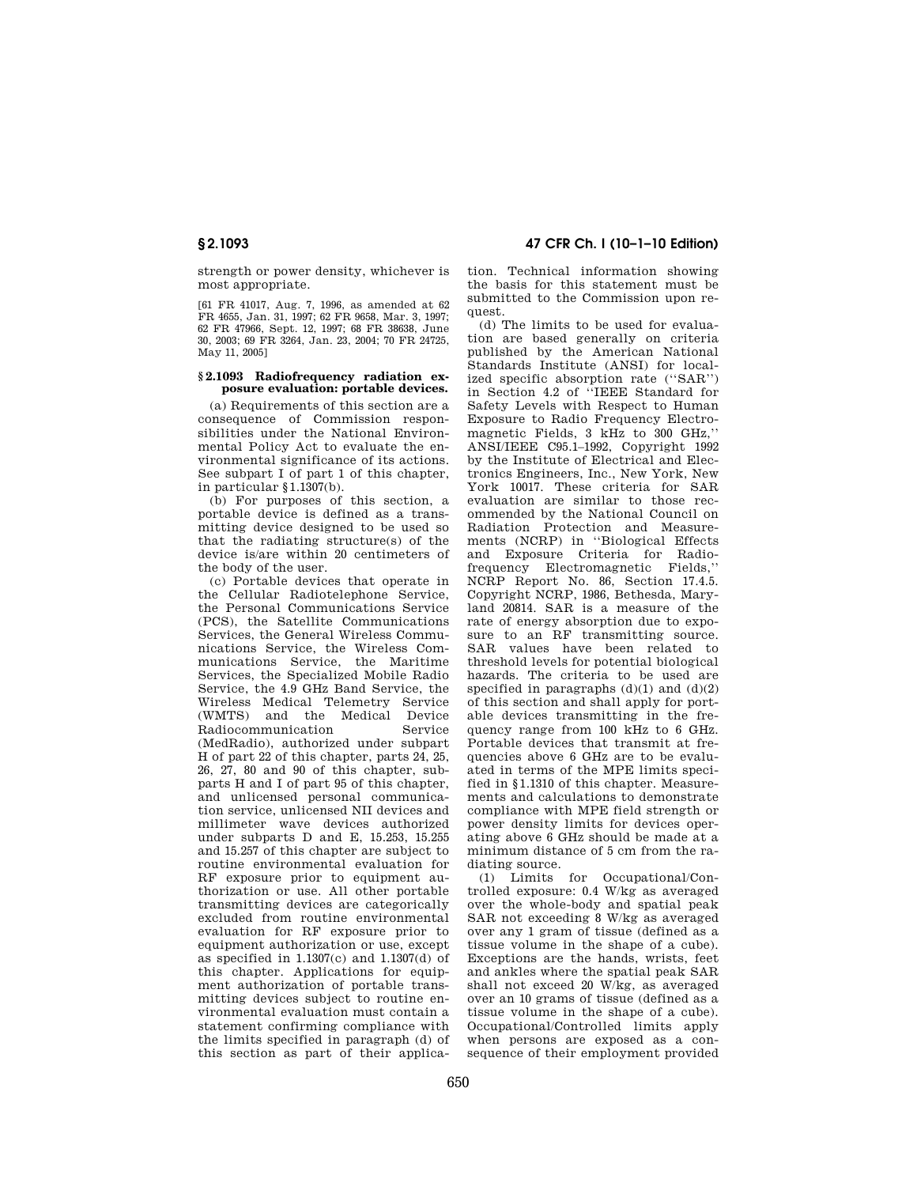strength or power density, whichever is most appropriate.

[61 FR 41017, Aug. 7, 1996, as amended at 62 FR 4655, Jan. 31, 1997; 62 FR 9658, Mar. 3, 1997; 62 FR 47966, Sept. 12, 1997; 68 FR 38638, June 30, 2003; 69 FR 3264, Jan. 23, 2004; 70 FR 24725, May 11, 2005]

### § 2.1093 Radiofrequency radiation exposure evaluation: portable devices.

(a) Requirements of this section are a consequence of Commission responsibilities under the National Environmental Policy Act to evaluate the environmental significance of its actions. See subpart I of part 1 of this chapter, in particular §1.1307(b).

(b) For purposes of this section, a portable device is defined as a transmitting device designed to be used so that the radiating structure(s) of the device is/are within 20 centimeters of the body of the user.

(c) Portable devices that operate in the Cellular Radiotelephone Service, the Personal Communications Service (PCS), the Satellite Communications Services, the General Wireless Communications Service, the Wireless Communications Service, the Maritime Services, the Specialized Mobile Radio Service, the 4.9 GHz Band Service, the Wireless Medical Telemetry Service (WMTS) and the Medical Device Radiocommunication Service (MedRadio), authorized under subpart H of part 22 of this chapter, parts 24, 25, 26, 27, 80 and 90 of this chapter, subparts H and I of part 95 of this chapter, and unlicensed personal communication service, unlicensed NII devices and millimeter wave devices authorized under subparts D and E, 15.253, 15.255 and 15.257 of this chapter are subject to routine environmental evaluation for RF exposure prior to equipment authorization or use. All other portable transmitting devices are categorically excluded from routine environmental evaluation for RF exposure prior to equipment authorization or use, except as specified in 1.1307(c) and 1.1307(d) of this chapter. Applications for equipment authorization of portable transmitting devices subject to routine environmental evaluation must contain a statement confirming compliance with the limits specified in paragraph (d) of this section as part of their application. Technical information showing the basis for this statement must be submitted to the Commission upon request.

(d) The limits to be used for evaluation are based generally on criteria published by the American National Standards Institute (ANSI) for localized specific absorption rate (''SAR'') in Section 4.2 of ''IEEE Standard for Safety Levels with Respect to Human Exposure to Radio Frequency Electromagnetic Fields, 3 kHz to 300 GHz,'' ANSI/IEEE C95.1–1992, Copyright 1992 by the Institute of Electrical and Electronics Engineers, Inc., New York, New York 10017. These criteria for SAR evaluation are similar to those recommended by the National Council on Radiation Protection and Measurements (NCRP) in ''Biological Effects and Exposure Criteria for Radiofrequency Electromagnetic Fields,'' NCRP Report No. 86, Section 17.4.5. Copyright NCRP, 1986, Bethesda, Maryland 20814. SAR is a measure of the rate of energy absorption due to exposure to an RF transmitting source. SAR values have been related to threshold levels for potential biological hazards. The criteria to be used are specified in paragraphs (d)(1) and (d)(2) of this section and shall apply for portable devices transmitting in the frequency range from 100 kHz to 6 GHz. Portable devices that transmit at frequencies above 6 GHz are to be evaluated in terms of the MPE limits specified in §1.1310 of this chapter. Measurements and calculations to demonstrate compliance with MPE field strength or power density limits for devices operating above 6 GHz should be made at a minimum distance of 5 cm from the radiating source.

(1) Limits for Occupational/Controlled exposure: 0.4 W/kg as averaged over the whole-body and spatial peak SAR not exceeding 8 W/kg as averaged over any 1 gram of tissue (defined as a tissue volume in the shape of a cube). Exceptions are the hands, wrists, feet and ankles where the spatial peak SAR shall not exceed 20 W/kg, as averaged over an 10 grams of tissue (defined as a tissue volume in the shape of a cube). Occupational/Controlled limits apply when persons are exposed as a consequence of their employment provided